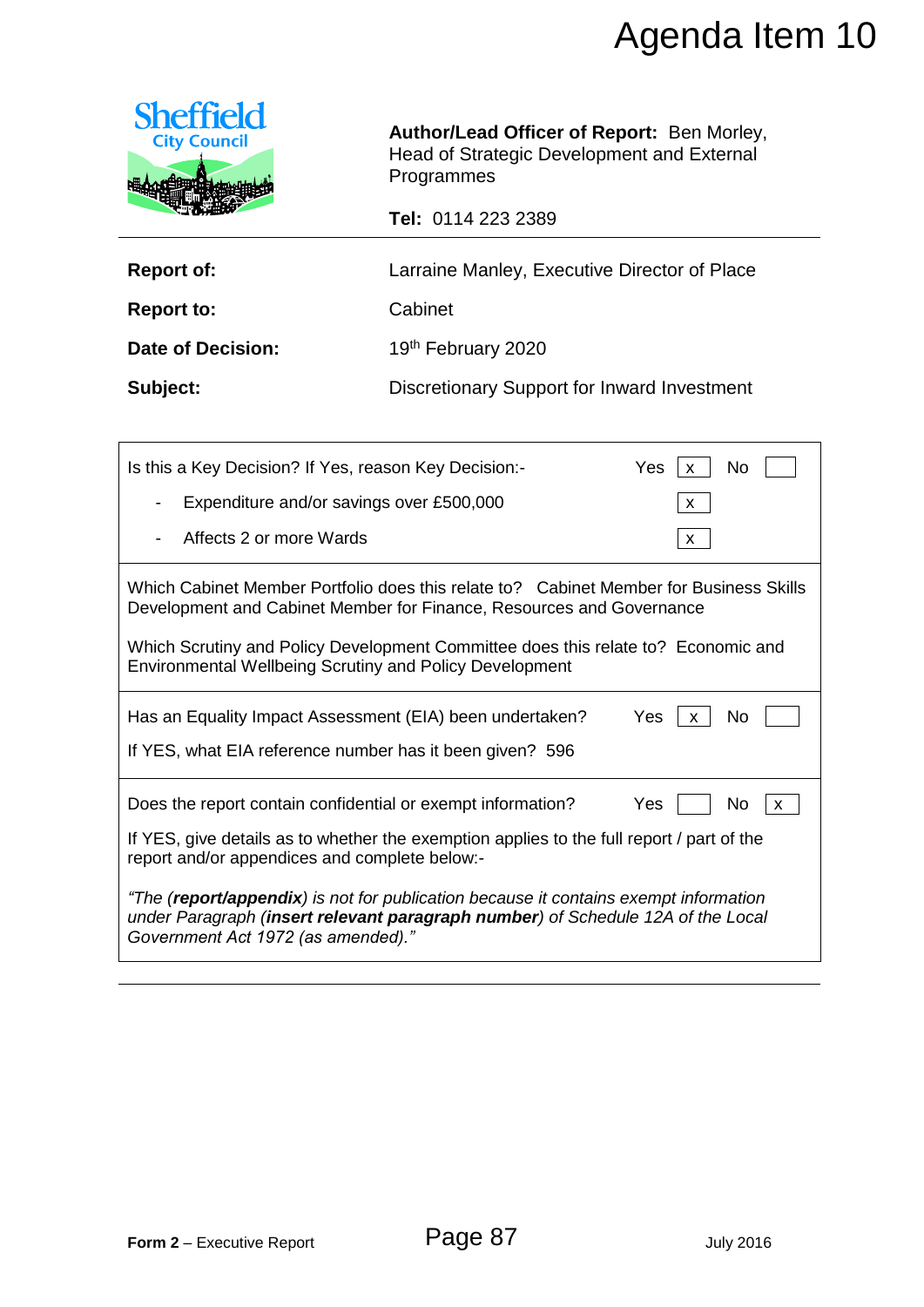# Agenda Item 10

Sheffield City Council

**Author/Lead Officer of Report:** Ben Morley, Head of Strategic Development and External Programmes

**Tel:** 0114 223 2389

| | |
|---|---|
| **Report of:** | Larraine Manley, Executive Director of Place |
| **Report to:** | Cabinet |
| **Date of Decision:** | 19th February 2020 |
| **Subject:** | Discretionary Support for Inward Investment |

| | | |
|---|---|---|
| Is this a Key Decision? If Yes, reason Key Decision:- | Yes [x] | No [ ] |
| - Expenditure and/or savings over £500,000 | [x] | |
| - Affects 2 or more Wards | [x] | |

Which Cabinet Member Portfolio does this relate to? Cabinet Member for Business Skills Development and Cabinet Member for Finance, Resources and Governance

Which Scrutiny and Policy Development Committee does this relate to? Economic and Environmental Wellbeing Scrutiny and Policy Development

| | | |
|---|---|---|
| Has an Equality Impact Assessment (EIA) been undertaken? | Yes [x] | No [ ] |

If YES, what EIA reference number has it been given? 596

| | | |
|---|---|---|
| Does the report contain confidential or exempt information? | Yes [ ] | No [x] |

If YES, give details as to whether the exemption applies to the full report / part of the report and/or appendices and complete below:-

*"The (**report/appendix**) is not for publication because it contains exempt information under Paragraph (**insert relevant paragraph number**) of Schedule 12A of the Local Government Act 1972 (as amended)."*

**Form 2** – Executive Report

July 2016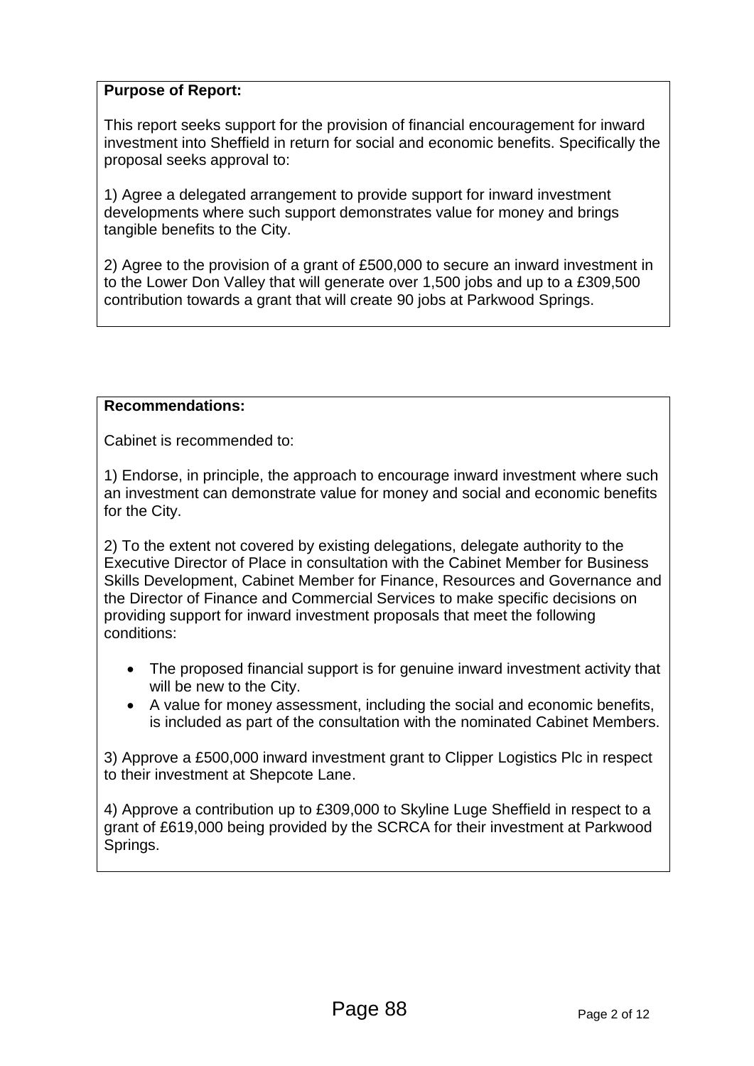**Purpose of Report:**

This report seeks support for the provision of financial encouragement for inward investment into Sheffield in return for social and economic benefits. Specifically the proposal seeks approval to:

1) Agree a delegated arrangement to provide support for inward investment developments where such support demonstrates value for money and brings tangible benefits to the City.

2) Agree to the provision of a grant of £500,000 to secure an inward investment in to the Lower Don Valley that will generate over 1,500 jobs and up to a £309,500 contribution towards a grant that will create 90 jobs at Parkwood Springs.

**Recommendations:**

Cabinet is recommended to:

1) Endorse, in principle, the approach to encourage inward investment where such an investment can demonstrate value for money and social and economic benefits for the City.

2) To the extent not covered by existing delegations, delegate authority to the Executive Director of Place in consultation with the Cabinet Member for Business Skills Development, Cabinet Member for Finance, Resources and Governance and the Director of Finance and Commercial Services to make specific decisions on providing support for inward investment proposals that meet the following conditions:

- The proposed financial support is for genuine inward investment activity that will be new to the City.
- A value for money assessment, including the social and economic benefits, is included as part of the consultation with the nominated Cabinet Members.

3) Approve a £500,000 inward investment grant to Clipper Logistics Plc in respect to their investment at Shepcote Lane.

4) Approve a contribution up to £309,000 to Skyline Luge Sheffield in respect to a grant of £619,000 being provided by the SCRCA for their investment at Parkwood Springs.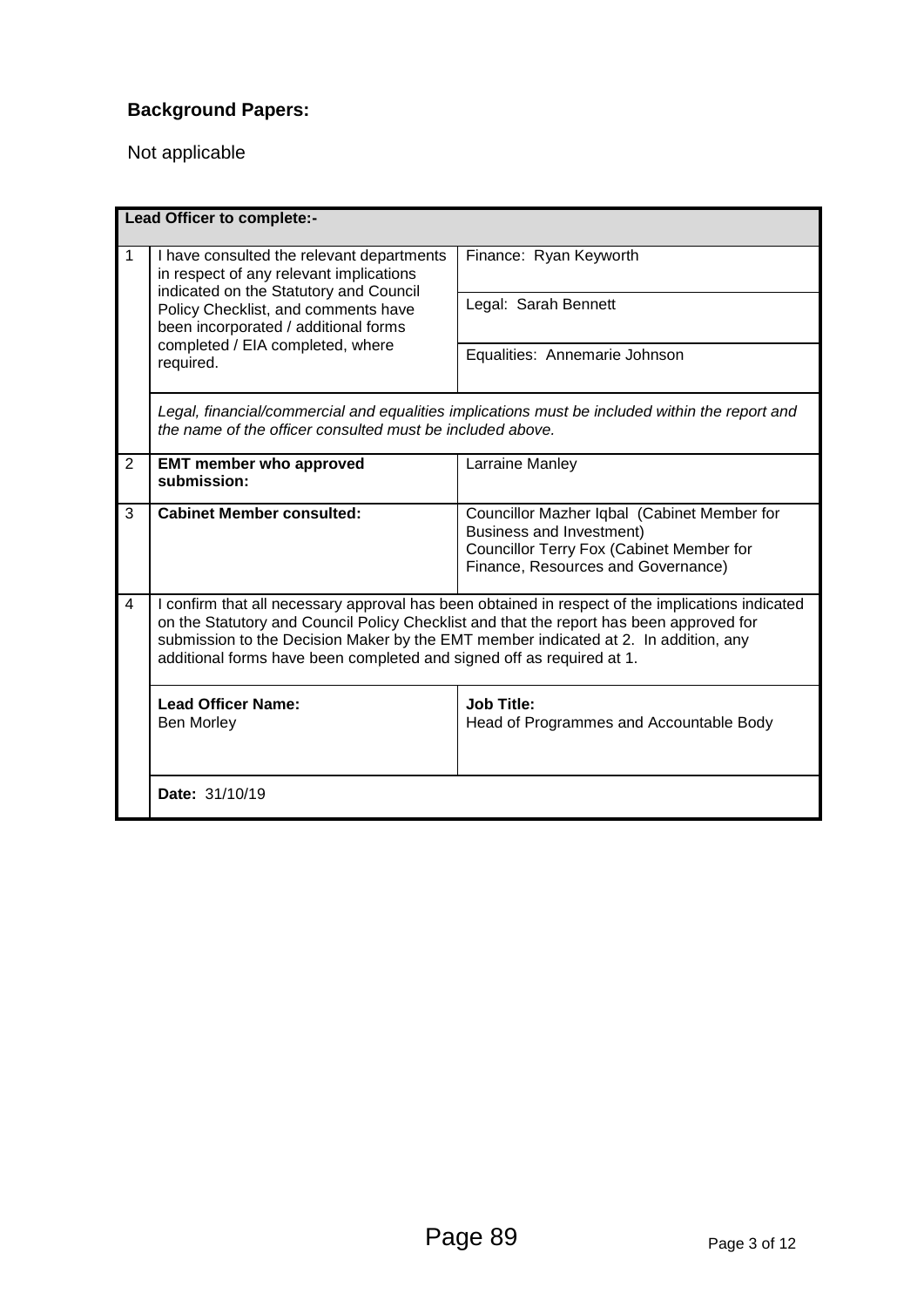**Background Papers:**

Not applicable

| **Lead Officer to complete:-** | | |
|---|---|---|
| 1 | I have consulted the relevant departments in respect of any relevant implications indicated on the Statutory and Council Policy Checklist, and comments have been incorporated / additional forms completed / EIA completed, where required. | Finance: Ryan Keyworth<br>Legal: Sarah Bennett<br>Equalities: Annemarie Johnson |
| | *Legal, financial/commercial and equalities implications must be included within the report and the name of the officer consulted must be included above.* | |
| 2 | **EMT member who approved submission:** | Larraine Manley |
| 3 | **Cabinet Member consulted:** | Councillor Mazher Iqbal (Cabinet Member for Business and Investment)<br>Councillor Terry Fox (Cabinet Member for Finance, Resources and Governance) |
| 4 | I confirm that all necessary approval has been obtained in respect of the implications indicated on the Statutory and Council Policy Checklist and that the report has been approved for submission to the Decision Maker by the EMT member indicated at 2. In addition, any additional forms have been completed and signed off as required at 1. | |
| | **Lead Officer Name:**<br>Ben Morley | **Job Title:**<br>Head of Programmes and Accountable Body |
| | **Date:** 31/10/19 | |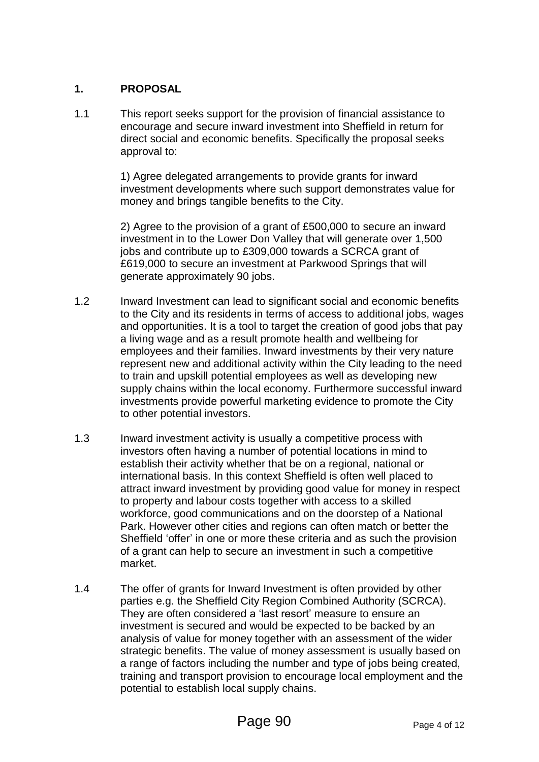## 1. PROPOSAL

1.1 This report seeks support for the provision of financial assistance to encourage and secure inward investment into Sheffield in return for direct social and economic benefits. Specifically the proposal seeks approval to:

1) Agree delegated arrangements to provide grants for inward investment developments where such support demonstrates value for money and brings tangible benefits to the City.

2) Agree to the provision of a grant of £500,000 to secure an inward investment in to the Lower Don Valley that will generate over 1,500 jobs and contribute up to £309,000 towards a SCRCA grant of £619,000 to secure an investment at Parkwood Springs that will generate approximately 90 jobs.

1.2 Inward Investment can lead to significant social and economic benefits to the City and its residents in terms of access to additional jobs, wages and opportunities. It is a tool to target the creation of good jobs that pay a living wage and as a result promote health and wellbeing for employees and their families. Inward investments by their very nature represent new and additional activity within the City leading to the need to train and upskill potential employees as well as developing new supply chains within the local economy. Furthermore successful inward investments provide powerful marketing evidence to promote the City to other potential investors.

1.3 Inward investment activity is usually a competitive process with investors often having a number of potential locations in mind to establish their activity whether that be on a regional, national or international basis. In this context Sheffield is often well placed to attract inward investment by providing good value for money in respect to property and labour costs together with access to a skilled workforce, good communications and on the doorstep of a National Park. However other cities and regions can often match or better the Sheffield 'offer' in one or more these criteria and as such the provision of a grant can help to secure an investment in such a competitive market.

1.4 The offer of grants for Inward Investment is often provided by other parties e.g. the Sheffield City Region Combined Authority (SCRCA). They are often considered a 'last resort' measure to ensure an investment is secured and would be expected to be backed by an analysis of value for money together with an assessment of the wider strategic benefits. The value of money assessment is usually based on a range of factors including the number and type of jobs being created, training and transport provision to encourage local employment and the potential to establish local supply chains.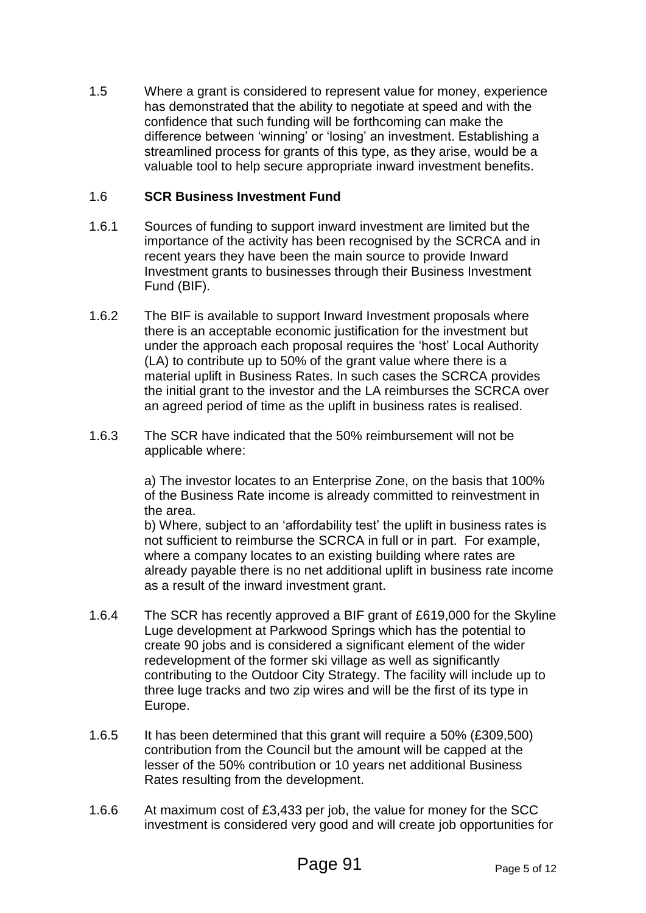1.5 Where a grant is considered to represent value for money, experience has demonstrated that the ability to negotiate at speed and with the confidence that such funding will be forthcoming can make the difference between 'winning' or 'losing' an investment. Establishing a streamlined process for grants of this type, as they arise, would be a valuable tool to help secure appropriate inward investment benefits.

## 1.6 **SCR Business Investment Fund**

1.6.1 Sources of funding to support inward investment are limited but the importance of the activity has been recognised by the SCRCA and in recent years they have been the main source to provide Inward Investment grants to businesses through their Business Investment Fund (BIF).

1.6.2 The BIF is available to support Inward Investment proposals where there is an acceptable economic justification for the investment but under the approach each proposal requires the 'host' Local Authority (LA) to contribute up to 50% of the grant value where there is a material uplift in Business Rates. In such cases the SCRCA provides the initial grant to the investor and the LA reimburses the SCRCA over an agreed period of time as the uplift in business rates is realised.

1.6.3 The SCR have indicated that the 50% reimbursement will not be applicable where:

a) The investor locates to an Enterprise Zone, on the basis that 100% of the Business Rate income is already committed to reinvestment in the area.
b) Where, subject to an 'affordability test' the uplift in business rates is not sufficient to reimburse the SCRCA in full or in part. For example, where a company locates to an existing building where rates are already payable there is no net additional uplift in business rate income as a result of the inward investment grant.

1.6.4 The SCR has recently approved a BIF grant of £619,000 for the Skyline Luge development at Parkwood Springs which has the potential to create 90 jobs and is considered a significant element of the wider redevelopment of the former ski village as well as significantly contributing to the Outdoor City Strategy. The facility will include up to three luge tracks and two zip wires and will be the first of its type in Europe.

1.6.5 It has been determined that this grant will require a 50% (£309,500) contribution from the Council but the amount will be capped at the lesser of the 50% contribution or 10 years net additional Business Rates resulting from the development.

1.6.6 At maximum cost of £3,433 per job, the value for money for the SCC investment is considered very good and will create job opportunities for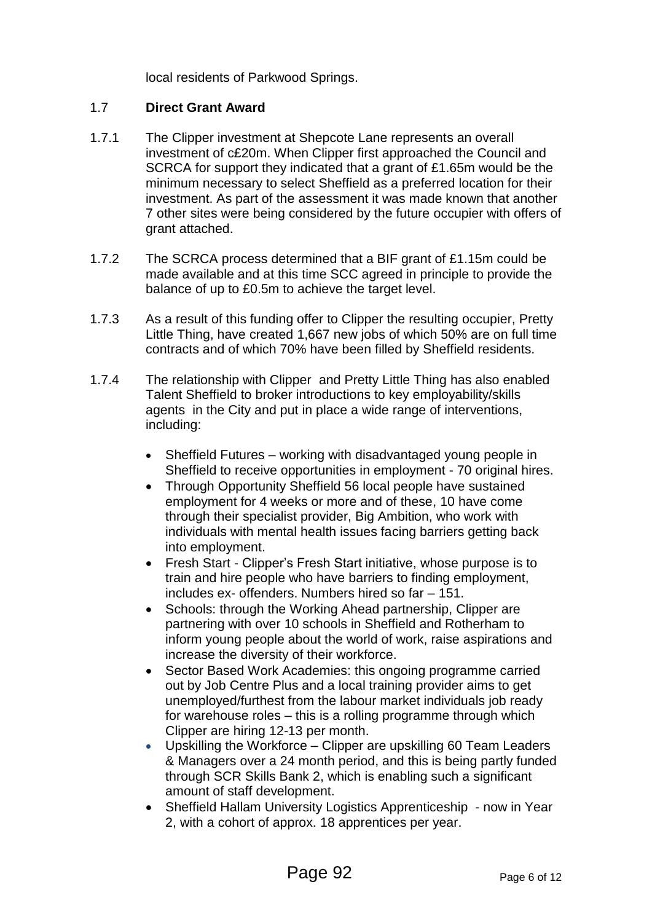local residents of Parkwood Springs.

1.7 **Direct Grant Award**

1.7.1 The Clipper investment at Shepcote Lane represents an overall investment of c£20m. When Clipper first approached the Council and SCRCA for support they indicated that a grant of £1.65m would be the minimum necessary to select Sheffield as a preferred location for their investment. As part of the assessment it was made known that another 7 other sites were being considered by the future occupier with offers of grant attached.

1.7.2 The SCRCA process determined that a BIF grant of £1.15m could be made available and at this time SCC agreed in principle to provide the balance of up to £0.5m to achieve the target level.

1.7.3 As a result of this funding offer to Clipper the resulting occupier, Pretty Little Thing, have created 1,667 new jobs of which 50% are on full time contracts and of which 70% have been filled by Sheffield residents.

1.7.4 The relationship with Clipper and Pretty Little Thing has also enabled Talent Sheffield to broker introductions to key employability/skills agents in the City and put in place a wide range of interventions, including:

- Sheffield Futures – working with disadvantaged young people in Sheffield to receive opportunities in employment - 70 original hires.
- Through Opportunity Sheffield 56 local people have sustained employment for 4 weeks or more and of these, 10 have come through their specialist provider, Big Ambition, who work with individuals with mental health issues facing barriers getting back into employment.
- Fresh Start - Clipper's Fresh Start initiative, whose purpose is to train and hire people who have barriers to finding employment, includes ex- offenders. Numbers hired so far – 151.
- Schools: through the Working Ahead partnership, Clipper are partnering with over 10 schools in Sheffield and Rotherham to inform young people about the world of work, raise aspirations and increase the diversity of their workforce.
- Sector Based Work Academies: this ongoing programme carried out by Job Centre Plus and a local training provider aims to get unemployed/furthest from the labour market individuals job ready for warehouse roles – this is a rolling programme through which Clipper are hiring 12-13 per month.
- Upskilling the Workforce – Clipper are upskilling 60 Team Leaders & Managers over a 24 month period, and this is being partly funded through SCR Skills Bank 2, which is enabling such a significant amount of staff development.
- Sheffield Hallam University Logistics Apprenticeship - now in Year 2, with a cohort of approx. 18 apprentices per year.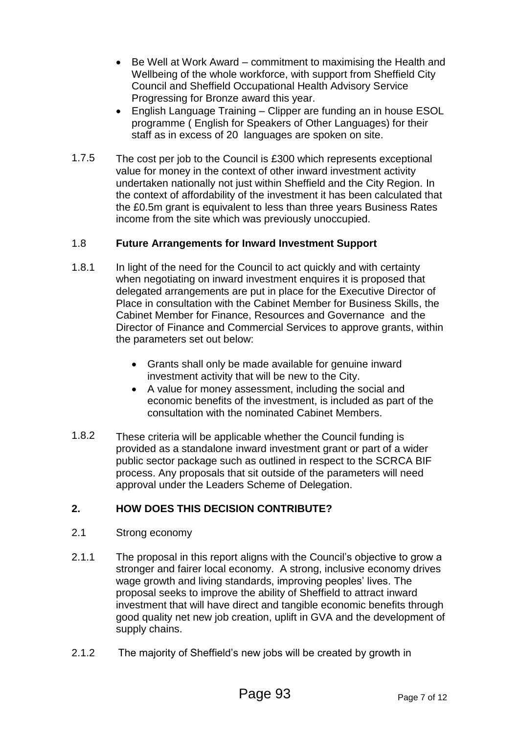- Be Well at Work Award – commitment to maximising the Health and Wellbeing of the whole workforce, with support from Sheffield City Council and Sheffield Occupational Health Advisory Service Progressing for Bronze award this year.
- English Language Training – Clipper are funding an in house ESOL programme ( English for Speakers of Other Languages) for their staff as in excess of 20 languages are spoken on site.

1.7.5 The cost per job to the Council is £300 which represents exceptional value for money in the context of other inward investment activity undertaken nationally not just within Sheffield and the City Region. In the context of affordability of the investment it has been calculated that the £0.5m grant is equivalent to less than three years Business Rates income from the site which was previously unoccupied.

### 1.8 Future Arrangements for Inward Investment Support

1.8.1 In light of the need for the Council to act quickly and with certainty when negotiating on inward investment enquires it is proposed that delegated arrangements are put in place for the Executive Director of Place in consultation with the Cabinet Member for Business Skills, the Cabinet Member for Finance, Resources and Governance and the Director of Finance and Commercial Services to approve grants, within the parameters set out below:

- Grants shall only be made available for genuine inward investment activity that will be new to the City.
- A value for money assessment, including the social and economic benefits of the investment, is included as part of the consultation with the nominated Cabinet Members.

1.8.2 These criteria will be applicable whether the Council funding is provided as a standalone inward investment grant or part of a wider public sector package such as outlined in respect to the SCRCA BIF process. Any proposals that sit outside of the parameters will need approval under the Leaders Scheme of Delegation.

## 2. HOW DOES THIS DECISION CONTRIBUTE?

2.1 Strong economy

2.1.1 The proposal in this report aligns with the Council's objective to grow a stronger and fairer local economy. A strong, inclusive economy drives wage growth and living standards, improving peoples' lives. The proposal seeks to improve the ability of Sheffield to attract inward investment that will have direct and tangible economic benefits through good quality net new job creation, uplift in GVA and the development of supply chains.

2.1.2 The majority of Sheffield's new jobs will be created by growth in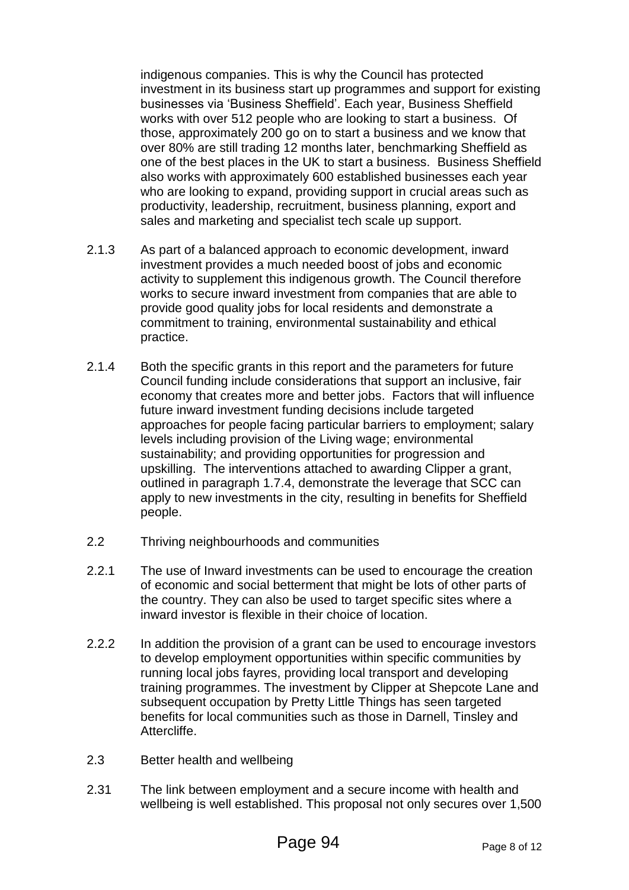indigenous companies. This is why the Council has protected investment in its business start up programmes and support for existing businesses via 'Business Sheffield'. Each year, Business Sheffield works with over 512 people who are looking to start a business. Of those, approximately 200 go on to start a business and we know that over 80% are still trading 12 months later, benchmarking Sheffield as one of the best places in the UK to start a business. Business Sheffield also works with approximately 600 established businesses each year who are looking to expand, providing support in crucial areas such as productivity, leadership, recruitment, business planning, export and sales and marketing and specialist tech scale up support.

2.1.3 As part of a balanced approach to economic development, inward investment provides a much needed boost of jobs and economic activity to supplement this indigenous growth. The Council therefore works to secure inward investment from companies that are able to provide good quality jobs for local residents and demonstrate a commitment to training, environmental sustainability and ethical practice.

2.1.4 Both the specific grants in this report and the parameters for future Council funding include considerations that support an inclusive, fair economy that creates more and better jobs. Factors that will influence future inward investment funding decisions include targeted approaches for people facing particular barriers to employment; salary levels including provision of the Living wage; environmental sustainability; and providing opportunities for progression and upskilling. The interventions attached to awarding Clipper a grant, outlined in paragraph 1.7.4, demonstrate the leverage that SCC can apply to new investments in the city, resulting in benefits for Sheffield people.

2.2 Thriving neighbourhoods and communities

2.2.1 The use of Inward investments can be used to encourage the creation of economic and social betterment that might be lots of other parts of the country. They can also be used to target specific sites where a inward investor is flexible in their choice of location.

2.2.2 In addition the provision of a grant can be used to encourage investors to develop employment opportunities within specific communities by running local jobs fayres, providing local transport and developing training programmes. The investment by Clipper at Shepcote Lane and subsequent occupation by Pretty Little Things has seen targeted benefits for local communities such as those in Darnell, Tinsley and Attercliffe.

2.3 Better health and wellbeing

2.31 The link between employment and a secure income with health and wellbeing is well established. This proposal not only secures over 1,500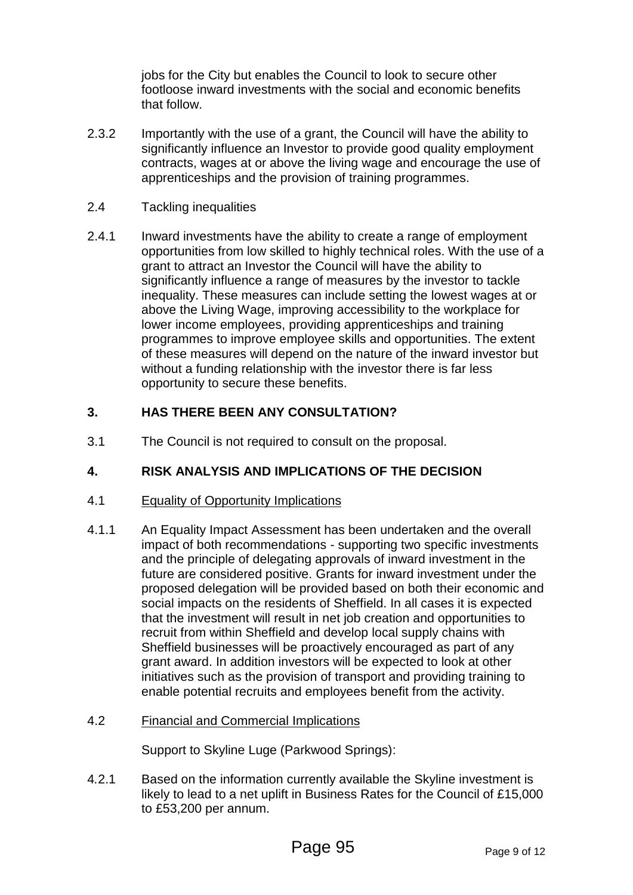jobs for the City but enables the Council to look to secure other footloose inward investments with the social and economic benefits that follow.

2.3.2 Importantly with the use of a grant, the Council will have the ability to significantly influence an Investor to provide good quality employment contracts, wages at or above the living wage and encourage the use of apprenticeships and the provision of training programmes.

2.4 Tackling inequalities

2.4.1 Inward investments have the ability to create a range of employment opportunities from low skilled to highly technical roles. With the use of a grant to attract an Investor the Council will have the ability to significantly influence a range of measures by the investor to tackle inequality. These measures can include setting the lowest wages at or above the Living Wage, improving accessibility to the workplace for lower income employees, providing apprenticeships and training programmes to improve employee skills and opportunities. The extent of these measures will depend on the nature of the inward investor but without a funding relationship with the investor there is far less opportunity to secure these benefits.

## 3. HAS THERE BEEN ANY CONSULTATION?

3.1 The Council is not required to consult on the proposal.

## 4. RISK ANALYSIS AND IMPLICATIONS OF THE DECISION

4.1 Equality of Opportunity Implications

4.1.1 An Equality Impact Assessment has been undertaken and the overall impact of both recommendations - supporting two specific investments and the principle of delegating approvals of inward investment in the future are considered positive. Grants for inward investment under the proposed delegation will be provided based on both their economic and social impacts on the residents of Sheffield. In all cases it is expected that the investment will result in net job creation and opportunities to recruit from within Sheffield and develop local supply chains with Sheffield businesses will be proactively encouraged as part of any grant award. In addition investors will be expected to look at other initiatives such as the provision of transport and providing training to enable potential recruits and employees benefit from the activity.

4.2 Financial and Commercial Implications

Support to Skyline Luge (Parkwood Springs):

4.2.1 Based on the information currently available the Skyline investment is likely to lead to a net uplift in Business Rates for the Council of £15,000 to £53,200 per annum.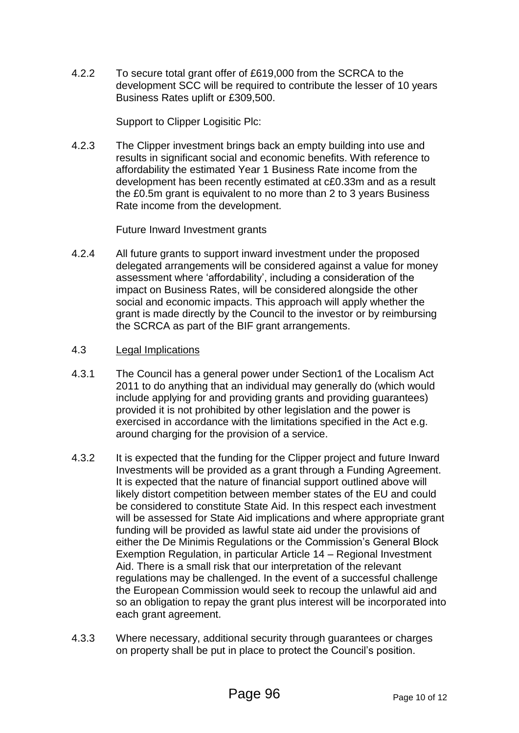4.2.2 To secure total grant offer of £619,000 from the SCRCA to the development SCC will be required to contribute the lesser of 10 years Business Rates uplift or £309,500.

Support to Clipper Logisitic Plc:

4.2.3 The Clipper investment brings back an empty building into use and results in significant social and economic benefits. With reference to affordability the estimated Year 1 Business Rate income from the development has been recently estimated at c£0.33m and as a result the £0.5m grant is equivalent to no more than 2 to 3 years Business Rate income from the development.

Future Inward Investment grants

4.2.4 All future grants to support inward investment under the proposed delegated arrangements will be considered against a value for money assessment where 'affordability', including a consideration of the impact on Business Rates, will be considered alongside the other social and economic impacts. This approach will apply whether the grant is made directly by the Council to the investor or by reimbursing the SCRCA as part of the BIF grant arrangements.

4.3 <u>Legal Implications</u>

4.3.1 The Council has a general power under Section1 of the Localism Act 2011 to do anything that an individual may generally do (which would include applying for and providing grants and providing guarantees) provided it is not prohibited by other legislation and the power is exercised in accordance with the limitations specified in the Act e.g. around charging for the provision of a service.

4.3.2 It is expected that the funding for the Clipper project and future Inward Investments will be provided as a grant through a Funding Agreement. It is expected that the nature of financial support outlined above will likely distort competition between member states of the EU and could be considered to constitute State Aid. In this respect each investment will be assessed for State Aid implications and where appropriate grant funding will be provided as lawful state aid under the provisions of either the De Minimis Regulations or the Commission's General Block Exemption Regulation, in particular Article 14 – Regional Investment Aid. There is a small risk that our interpretation of the relevant regulations may be challenged. In the event of a successful challenge the European Commission would seek to recoup the unlawful aid and so an obligation to repay the grant plus interest will be incorporated into each grant agreement.

4.3.3 Where necessary, additional security through guarantees or charges on property shall be put in place to protect the Council's position.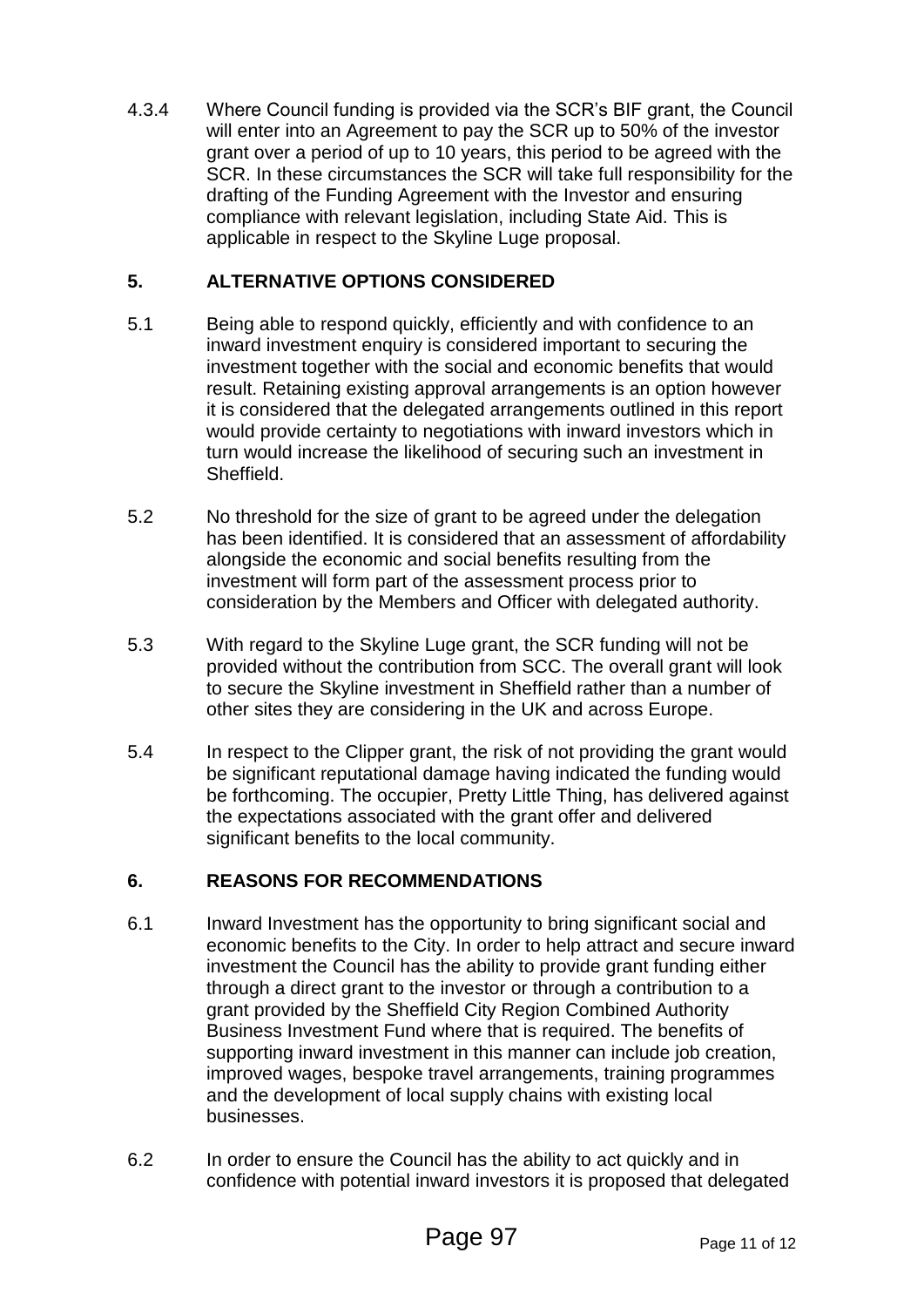4.3.4 Where Council funding is provided via the SCR's BIF grant, the Council will enter into an Agreement to pay the SCR up to 50% of the investor grant over a period of up to 10 years, this period to be agreed with the SCR. In these circumstances the SCR will take full responsibility for the drafting of the Funding Agreement with the Investor and ensuring compliance with relevant legislation, including State Aid. This is applicable in respect to the Skyline Luge proposal.

## 5. ALTERNATIVE OPTIONS CONSIDERED

5.1 Being able to respond quickly, efficiently and with confidence to an inward investment enquiry is considered important to securing the investment together with the social and economic benefits that would result. Retaining existing approval arrangements is an option however it is considered that the delegated arrangements outlined in this report would provide certainty to negotiations with inward investors which in turn would increase the likelihood of securing such an investment in Sheffield.

5.2 No threshold for the size of grant to be agreed under the delegation has been identified. It is considered that an assessment of affordability alongside the economic and social benefits resulting from the investment will form part of the assessment process prior to consideration by the Members and Officer with delegated authority.

5.3 With regard to the Skyline Luge grant, the SCR funding will not be provided without the contribution from SCC. The overall grant will look to secure the Skyline investment in Sheffield rather than a number of other sites they are considering in the UK and across Europe.

5.4 In respect to the Clipper grant, the risk of not providing the grant would be significant reputational damage having indicated the funding would be forthcoming. The occupier, Pretty Little Thing, has delivered against the expectations associated with the grant offer and delivered significant benefits to the local community.

## 6. REASONS FOR RECOMMENDATIONS

6.1 Inward Investment has the opportunity to bring significant social and economic benefits to the City. In order to help attract and secure inward investment the Council has the ability to provide grant funding either through a direct grant to the investor or through a contribution to a grant provided by the Sheffield City Region Combined Authority Business Investment Fund where that is required. The benefits of supporting inward investment in this manner can include job creation, improved wages, bespoke travel arrangements, training programmes and the development of local supply chains with existing local businesses.

6.2 In order to ensure the Council has the ability to act quickly and in confidence with potential inward investors it is proposed that delegated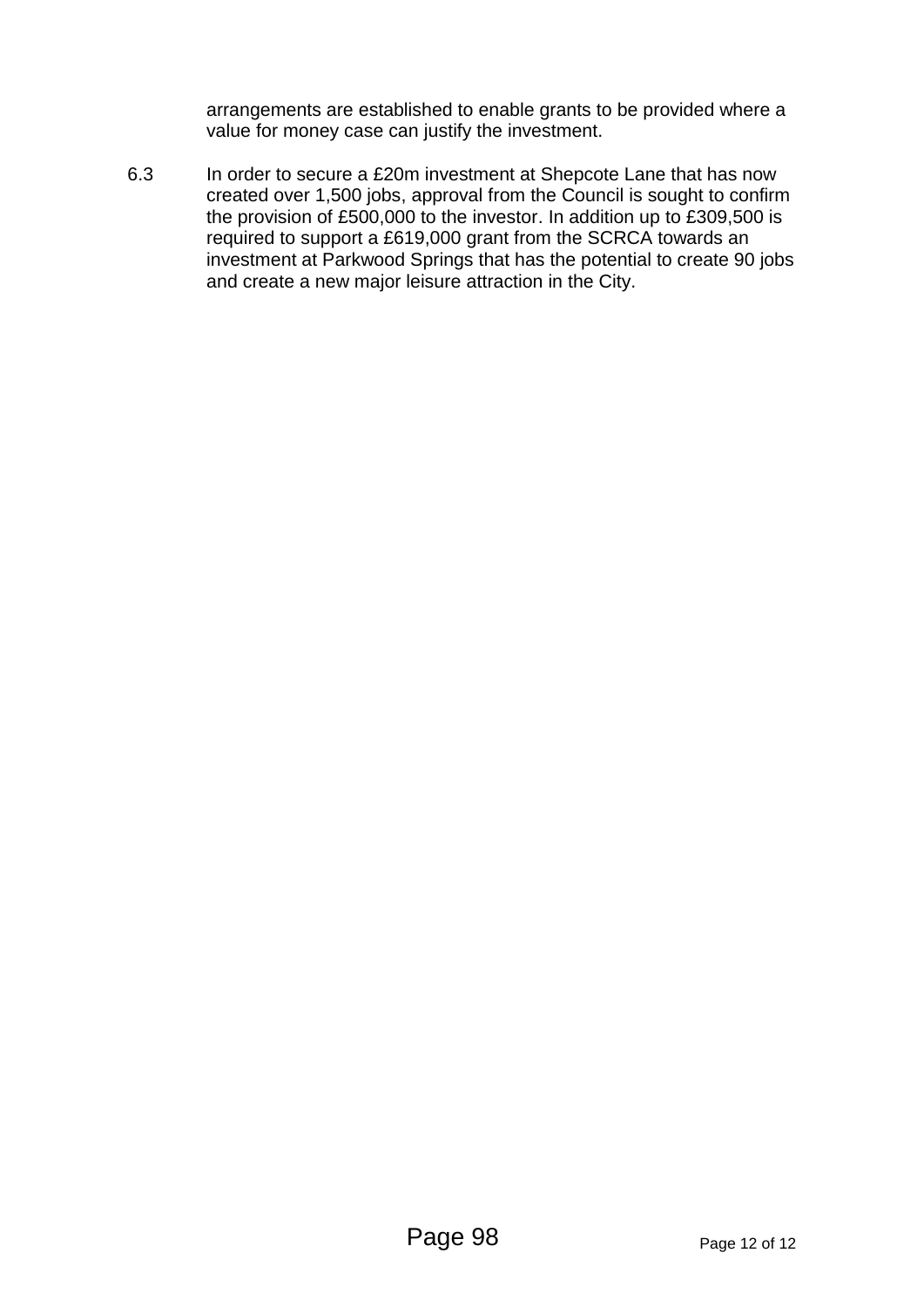arrangements are established to enable grants to be provided where a value for money case can justify the investment.

6.3 In order to secure a £20m investment at Shepcote Lane that has now created over 1,500 jobs, approval from the Council is sought to confirm the provision of £500,000 to the investor. In addition up to £309,500 is required to support a £619,000 grant from the SCRCA towards an investment at Parkwood Springs that has the potential to create 90 jobs and create a new major leisure attraction in the City.